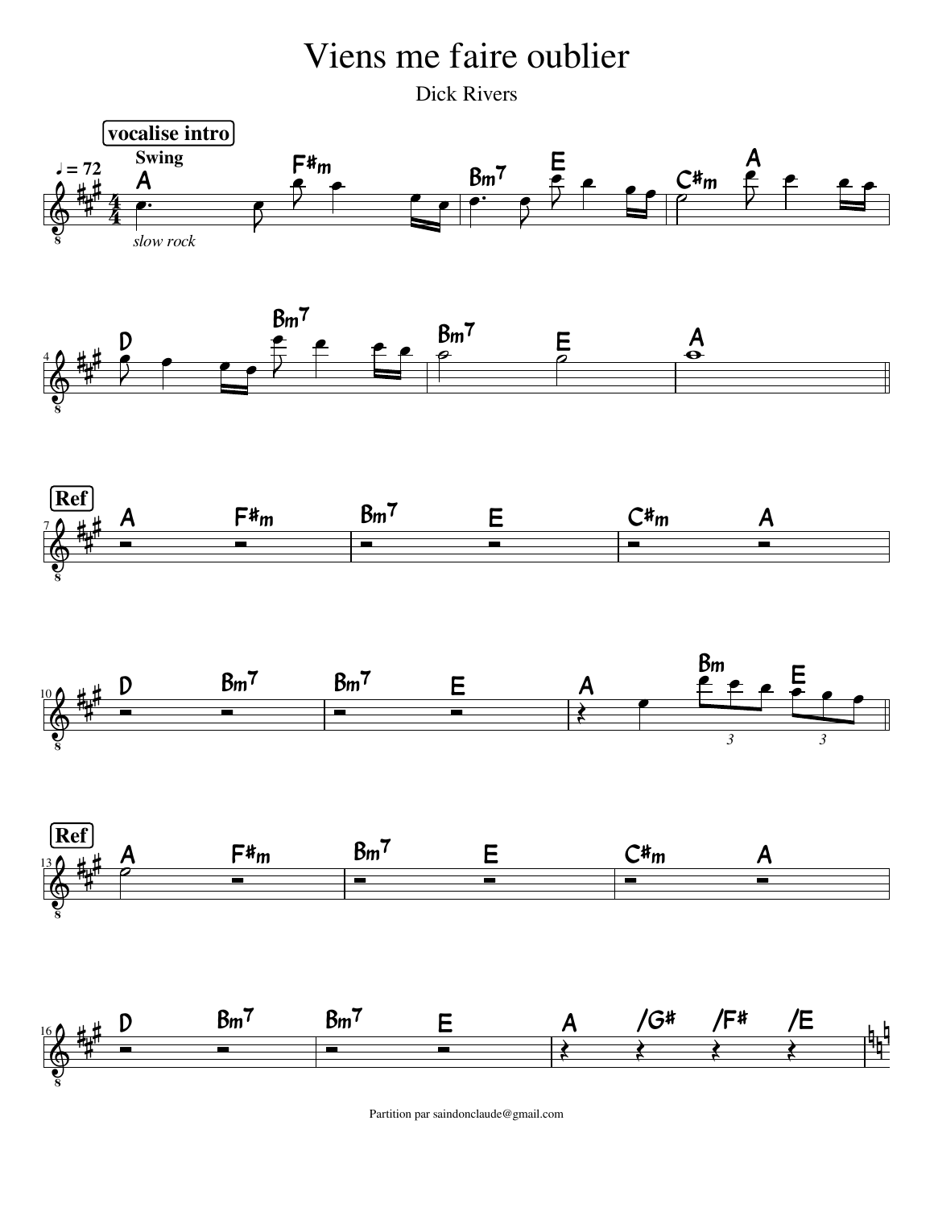# Viens me faire oublier

Dick Rivers

Partition par saindonclaude@gmail.com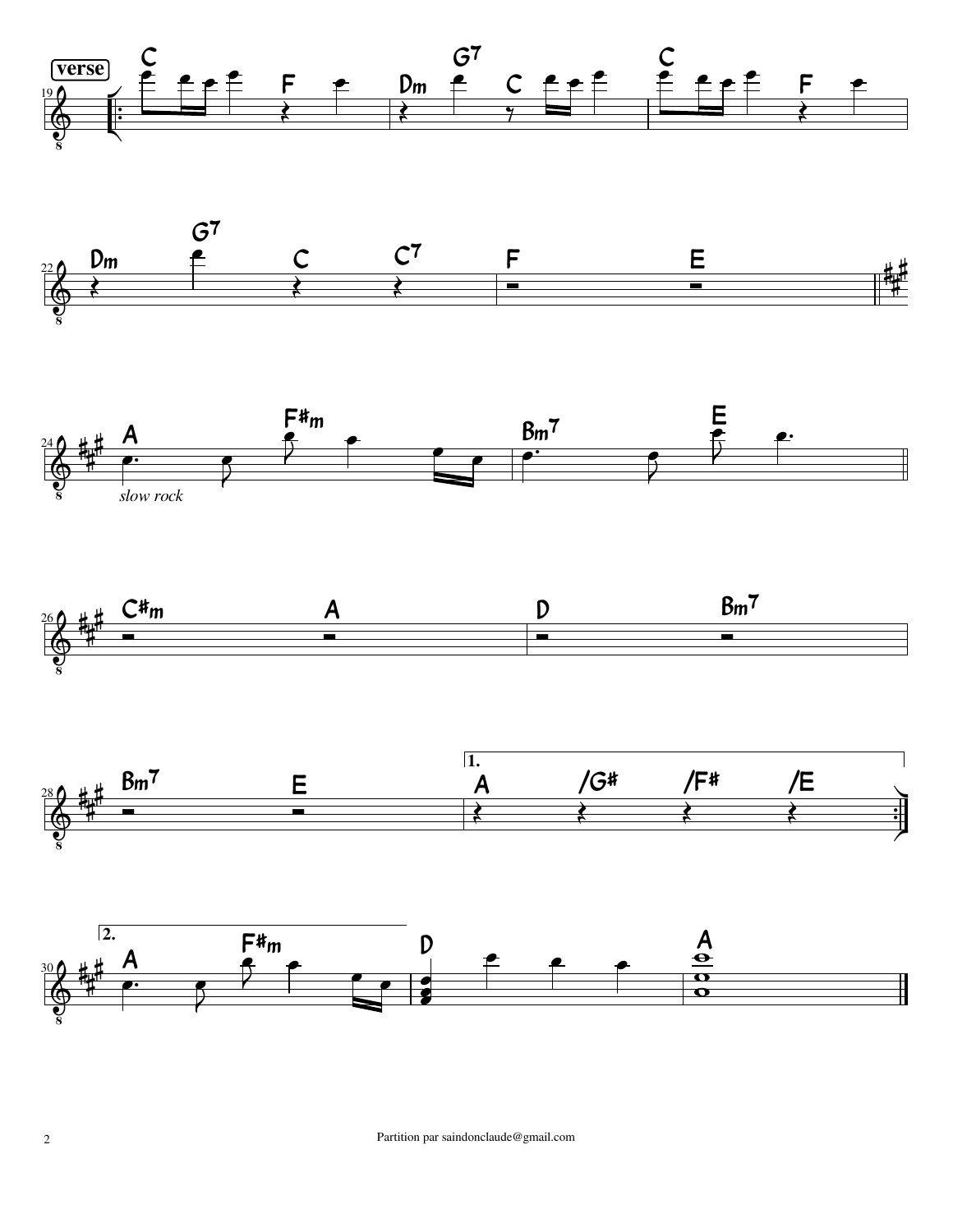verse

C F Dm G7 C C F

Dm G7 C C7 F E

A F#m Bm7 E

*slow rock*

C#m A D Bm7

Bm7 E 1. A /G# /F# /E

2. A F#m D A

Partition par saindonclaude@gmail.com